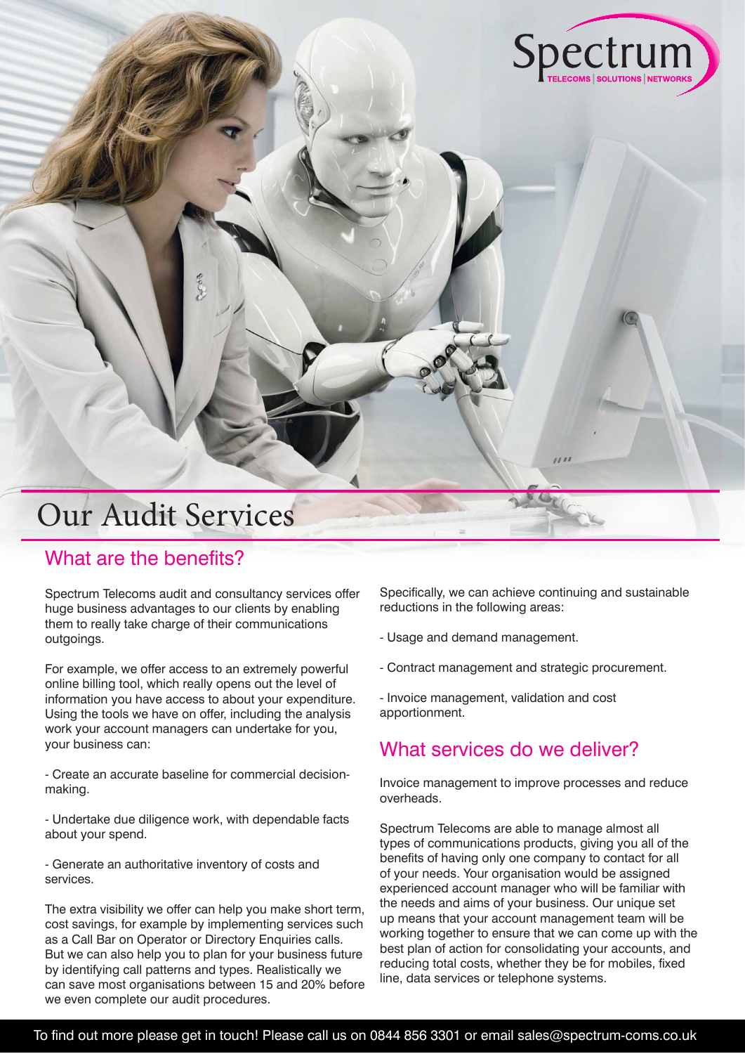Spectrum
TELECOMS | SOLUTIONS | NETWORKS

# Our Audit Services

## What are the benefits?

Spectrum Telecoms audit and consultancy services offer huge business advantages to our clients by enabling them to really take charge of their communications outgoings.

For example, we offer access to an extremely powerful online billing tool, which really opens out the level of information you have access to about your expenditure. Using the tools we have on offer, including the analysis work your account managers can undertake for you, your business can:

- Create an accurate baseline for commercial decision-making.

- Undertake due diligence work, with dependable facts about your spend.

- Generate an authoritative inventory of costs and services.

The extra visibility we offer can help you make short term, cost savings, for example by implementing services such as a Call Bar on Operator or Directory Enquiries calls. But we can also help you to plan for your business future by identifying call patterns and types. Realistically we can save most organisations between 15 and 20% before we even complete our audit procedures.

Specifically, we can achieve continuing and sustainable reductions in the following areas:

- Usage and demand management.

- Contract management and strategic procurement.

- Invoice management, validation and cost apportionment.

## What services do we deliver?

Invoice management to improve processes and reduce overheads.

Spectrum Telecoms are able to manage almost all types of communications products, giving you all of the benefits of having only one company to contact for all of your needs. Your organisation would be assigned experienced account manager who will be familiar with the needs and aims of your business. Our unique set up means that your account management team will be working together to ensure that we can come up with the best plan of action for consolidating your accounts, and reducing total costs, whether they be for mobiles, fixed line, data services or telephone systems.

To find out more please get in touch! Please call us on 0844 856 3301 or email sales@spectrum-coms.co.uk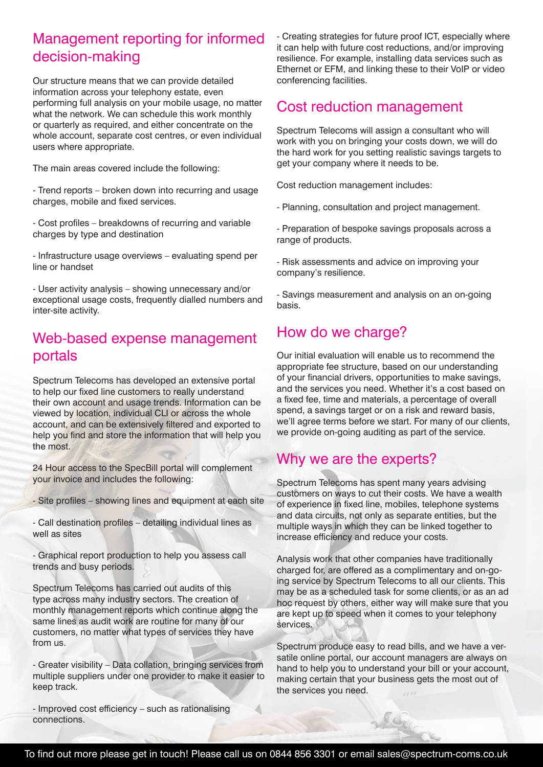## Management reporting for informed decision-making

Our structure means that we can provide detailed information across your telephony estate, even performing full analysis on your mobile usage, no matter what the network. We can schedule this work monthly or quarterly as required, and either concentrate on the whole account, separate cost centres, or even individual users where appropriate.

The main areas covered include the following:

- Trend reports – broken down into recurring and usage charges, mobile and fixed services.

- Cost profiles – breakdowns of recurring and variable charges by type and destination

- Infrastructure usage overviews – evaluating spend per line or handset

- User activity analysis – showing unnecessary and/or exceptional usage costs, frequently dialled numbers and inter-site activity.

## Web-based expense management portals

Spectrum Telecoms has developed an extensive portal to help our fixed line customers to really understand their own account and usage trends. Information can be viewed by location, individual CLI or across the whole account, and can be extensively filtered and exported to help you find and store the information that will help you the most.

24 Hour access to the SpecBill portal will complement your invoice and includes the following:

- Site profiles – showing lines and equipment at each site

- Call destination profiles – detailing individual lines as well as sites

- Graphical report production to help you assess call trends and busy periods.

Spectrum Telecoms has carried out audits of this type across many industry sectors. The creation of monthly management reports which continue along the same lines as audit work are routine for many of our customers, no matter what types of services they have from us.

- Greater visibility – Data collation, bringing services from multiple suppliers under one provider to make it easier to keep track.

- Improved cost efficiency – such as rationalising connections.

- Creating strategies for future proof ICT, especially where it can help with future cost reductions, and/or improving resilience. For example, installing data services such as Ethernet or EFM, and linking these to their VoIP or video conferencing facilities.

## Cost reduction management

Spectrum Telecoms will assign a consultant who will work with you on bringing your costs down, we will do the hard work for you setting realistic savings targets to get your company where it needs to be.

Cost reduction management includes:

- Planning, consultation and project management.

- Preparation of bespoke savings proposals across a range of products.

- Risk assessments and advice on improving your company's resilience.

- Savings measurement and analysis on an on-going basis.

## How do we charge?

Our initial evaluation will enable us to recommend the appropriate fee structure, based on our understanding of your financial drivers, opportunities to make savings, and the services you need. Whether it's a cost based on a fixed fee, time and materials, a percentage of overall spend, a savings target or on a risk and reward basis, we'll agree terms before we start. For many of our clients, we provide on-going auditing as part of the service.

## Why we are the experts?

Spectrum Telecoms has spent many years advising customers on ways to cut their costs. We have a wealth of experience in fixed line, mobiles, telephone systems and data circuits, not only as separate entities, but the multiple ways in which they can be linked together to increase efficiency and reduce your costs.

Analysis work that other companies have traditionally charged for, are offered as a complimentary and on-going service by Spectrum Telecoms to all our clients. This may be as a scheduled task for some clients, or as an ad hoc request by others, either way will make sure that you are kept up to speed when it comes to your telephony services.

Spectrum produce easy to read bills, and we have a versatile online portal, our account managers are always on hand to help you to understand your bill or your account, making certain that your business gets the most out of the services you need.

To find out more please get in touch! Please call us on 0844 856 3301 or email sales@spectrum-coms.co.uk